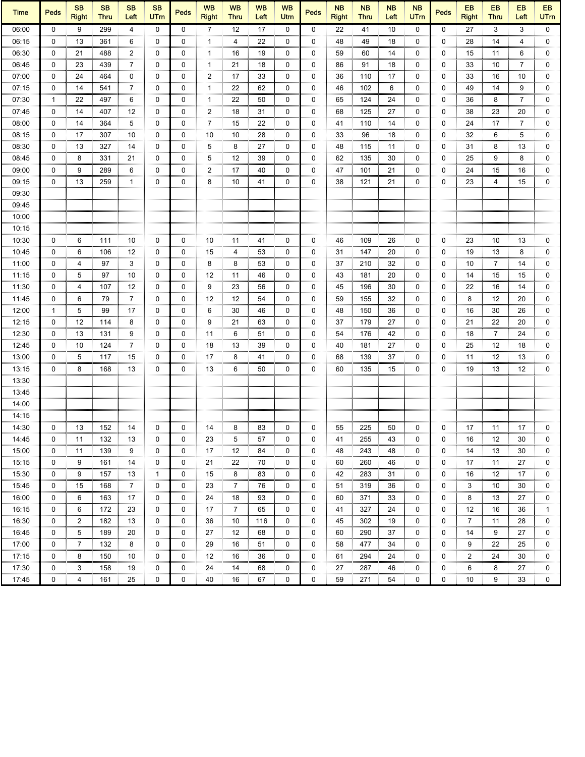| Time | Peds | SB Right | SB Thru | SB Left | SB UTrn | Peds | WB Right | WB Thru | WB Left | WB Utrn | Peds | NB Right | NB Thru | NB Left | NB UTrn | Peds | EB Right | EB Thru | EB Left | EB UTrn |
|---|---|---|---|---|---|---|---|---|---|---|---|---|---|---|---|---|---|---|---|---|
| 06:00 | 0 | 9 | 299 | 4 | 0 | 0 | 7 | 12 | 17 | 0 | 0 | 22 | 41 | 10 | 0 | 0 | 27 | 3 | 3 | 0 |
| 06:15 | 0 | 13 | 361 | 6 | 0 | 0 | 1 | 4 | 22 | 0 | 0 | 48 | 49 | 18 | 0 | 0 | 28 | 14 | 4 | 0 |
| 06:30 | 0 | 21 | 488 | 2 | 0 | 0 | 1 | 16 | 19 | 0 | 0 | 59 | 60 | 14 | 0 | 0 | 15 | 11 | 6 | 0 |
| 06:45 | 0 | 23 | 439 | 7 | 0 | 0 | 1 | 21 | 18 | 0 | 0 | 86 | 91 | 18 | 0 | 0 | 33 | 10 | 7 | 0 |
| 07:00 | 0 | 24 | 464 | 0 | 0 | 0 | 2 | 17 | 33 | 0 | 0 | 36 | 110 | 17 | 0 | 0 | 33 | 16 | 10 | 0 |
| 07:15 | 0 | 14 | 541 | 7 | 0 | 0 | 1 | 22 | 62 | 0 | 0 | 46 | 102 | 6 | 0 | 0 | 49 | 14 | 9 | 0 |
| 07:30 | 1 | 22 | 497 | 6 | 0 | 0 | 1 | 22 | 50 | 0 | 0 | 65 | 124 | 24 | 0 | 0 | 36 | 8 | 7 | 0 |
| 07:45 | 0 | 14 | 407 | 12 | 0 | 0 | 2 | 18 | 31 | 0 | 0 | 68 | 125 | 27 | 0 | 0 | 38 | 23 | 20 | 0 |
| 08:00 | 0 | 14 | 364 | 5 | 0 | 0 | 7 | 15 | 22 | 0 | 0 | 41 | 110 | 14 | 0 | 0 | 24 | 17 | 7 | 0 |
| 08:15 | 0 | 17 | 307 | 10 | 0 | 0 | 10 | 10 | 28 | 0 | 0 | 33 | 96 | 18 | 0 | 0 | 32 | 6 | 5 | 0 |
| 08:30 | 0 | 13 | 327 | 14 | 0 | 0 | 5 | 8 | 27 | 0 | 0 | 48 | 115 | 11 | 0 | 0 | 31 | 8 | 13 | 0 |
| 08:45 | 0 | 8 | 331 | 21 | 0 | 0 | 5 | 12 | 39 | 0 | 0 | 62 | 135 | 30 | 0 | 0 | 25 | 9 | 8 | 0 |
| 09:00 | 0 | 9 | 289 | 6 | 0 | 0 | 2 | 17 | 40 | 0 | 0 | 47 | 101 | 21 | 0 | 0 | 24 | 15 | 16 | 0 |
| 09:15 | 0 | 13 | 259 | 1 | 0 | 0 | 8 | 10 | 41 | 0 | 0 | 38 | 121 | 21 | 0 | 0 | 23 | 4 | 15 | 0 |
| 09:30 | | | | | | | | | | | | | | | | | | | | |
| 09:45 | | | | | | | | | | | | | | | | | | | | |
| 10:00 | | | | | | | | | | | | | | | | | | | | |
| 10:15 | | | | | | | | | | | | | | | | | | | | |
| 10:30 | 0 | 6 | 111 | 10 | 0 | 0 | 10 | 11 | 41 | 0 | 0 | 46 | 109 | 26 | 0 | 0 | 23 | 10 | 13 | 0 |
| 10:45 | 0 | 6 | 106 | 12 | 0 | 0 | 15 | 4 | 53 | 0 | 0 | 31 | 147 | 20 | 0 | 0 | 19 | 13 | 8 | 0 |
| 11:00 | 0 | 4 | 97 | 3 | 0 | 0 | 8 | 8 | 53 | 0 | 0 | 37 | 210 | 32 | 0 | 0 | 10 | 7 | 14 | 0 |
| 11:15 | 0 | 5 | 97 | 10 | 0 | 0 | 12 | 11 | 46 | 0 | 0 | 43 | 181 | 20 | 0 | 0 | 14 | 15 | 15 | 0 |
| 11:30 | 0 | 4 | 107 | 12 | 0 | 0 | 9 | 23 | 56 | 0 | 0 | 45 | 196 | 30 | 0 | 0 | 22 | 16 | 14 | 0 |
| 11:45 | 0 | 6 | 79 | 7 | 0 | 0 | 12 | 12 | 54 | 0 | 0 | 59 | 155 | 32 | 0 | 0 | 8 | 12 | 20 | 0 |
| 12:00 | 1 | 5 | 99 | 17 | 0 | 0 | 6 | 30 | 46 | 0 | 0 | 48 | 150 | 36 | 0 | 0 | 16 | 30 | 26 | 0 |
| 12:15 | 0 | 12 | 114 | 8 | 0 | 0 | 9 | 21 | 63 | 0 | 0 | 37 | 179 | 27 | 0 | 0 | 21 | 22 | 20 | 0 |
| 12:30 | 0 | 13 | 131 | 9 | 0 | 0 | 11 | 6 | 51 | 0 | 0 | 54 | 176 | 42 | 0 | 0 | 18 | 7 | 24 | 0 |
| 12:45 | 0 | 10 | 124 | 7 | 0 | 0 | 18 | 13 | 39 | 0 | 0 | 40 | 181 | 27 | 0 | 0 | 25 | 12 | 18 | 0 |
| 13:00 | 0 | 5 | 117 | 15 | 0 | 0 | 17 | 8 | 41 | 0 | 0 | 68 | 139 | 37 | 0 | 0 | 11 | 12 | 13 | 0 |
| 13:15 | 0 | 8 | 168 | 13 | 0 | 0 | 13 | 6 | 50 | 0 | 0 | 60 | 135 | 15 | 0 | 0 | 19 | 13 | 12 | 0 |
| 13:30 | | | | | | | | | | | | | | | | | | | | |
| 13:45 | | | | | | | | | | | | | | | | | | | | |
| 14:00 | | | | | | | | | | | | | | | | | | | | |
| 14:15 | | | | | | | | | | | | | | | | | | | | |
| 14:30 | 0 | 13 | 152 | 14 | 0 | 0 | 14 | 8 | 83 | 0 | 0 | 55 | 225 | 50 | 0 | 0 | 17 | 11 | 17 | 0 |
| 14:45 | 0 | 11 | 132 | 13 | 0 | 0 | 23 | 5 | 57 | 0 | 0 | 41 | 255 | 43 | 0 | 0 | 16 | 12 | 30 | 0 |
| 15:00 | 0 | 11 | 139 | 9 | 0 | 0 | 17 | 12 | 84 | 0 | 0 | 48 | 243 | 48 | 0 | 0 | 14 | 13 | 30 | 0 |
| 15:15 | 0 | 9 | 161 | 14 | 0 | 0 | 21 | 22 | 70 | 0 | 0 | 60 | 260 | 46 | 0 | 0 | 17 | 11 | 27 | 0 |
| 15:30 | 0 | 9 | 157 | 13 | 1 | 0 | 15 | 8 | 83 | 0 | 0 | 42 | 283 | 31 | 0 | 0 | 16 | 12 | 17 | 0 |
| 15:45 | 0 | 15 | 168 | 7 | 0 | 0 | 23 | 7 | 76 | 0 | 0 | 51 | 319 | 36 | 0 | 0 | 3 | 10 | 30 | 0 |
| 16:00 | 0 | 6 | 163 | 17 | 0 | 0 | 24 | 18 | 93 | 0 | 0 | 60 | 371 | 33 | 0 | 0 | 8 | 13 | 27 | 0 |
| 16:15 | 0 | 6 | 172 | 23 | 0 | 0 | 17 | 7 | 65 | 0 | 0 | 41 | 327 | 24 | 0 | 0 | 12 | 16 | 36 | 1 |
| 16:30 | 0 | 2 | 182 | 13 | 0 | 0 | 36 | 10 | 116 | 0 | 0 | 45 | 302 | 19 | 0 | 0 | 7 | 11 | 28 | 0 |
| 16:45 | 0 | 5 | 189 | 20 | 0 | 0 | 27 | 12 | 68 | 0 | 0 | 60 | 290 | 37 | 0 | 0 | 14 | 9 | 27 | 0 |
| 17:00 | 0 | 7 | 132 | 8 | 0 | 0 | 29 | 16 | 51 | 0 | 0 | 58 | 477 | 34 | 0 | 0 | 9 | 22 | 25 | 0 |
| 17:15 | 0 | 8 | 150 | 10 | 0 | 0 | 12 | 16 | 36 | 0 | 0 | 61 | 294 | 24 | 0 | 0 | 2 | 24 | 30 | 0 |
| 17:30 | 0 | 3 | 158 | 19 | 0 | 0 | 24 | 14 | 68 | 0 | 0 | 27 | 287 | 46 | 0 | 0 | 6 | 8 | 27 | 0 |
| 17:45 | 0 | 4 | 161 | 25 | 0 | 0 | 40 | 16 | 67 | 0 | 0 | 59 | 271 | 54 | 0 | 0 | 10 | 9 | 33 | 0 |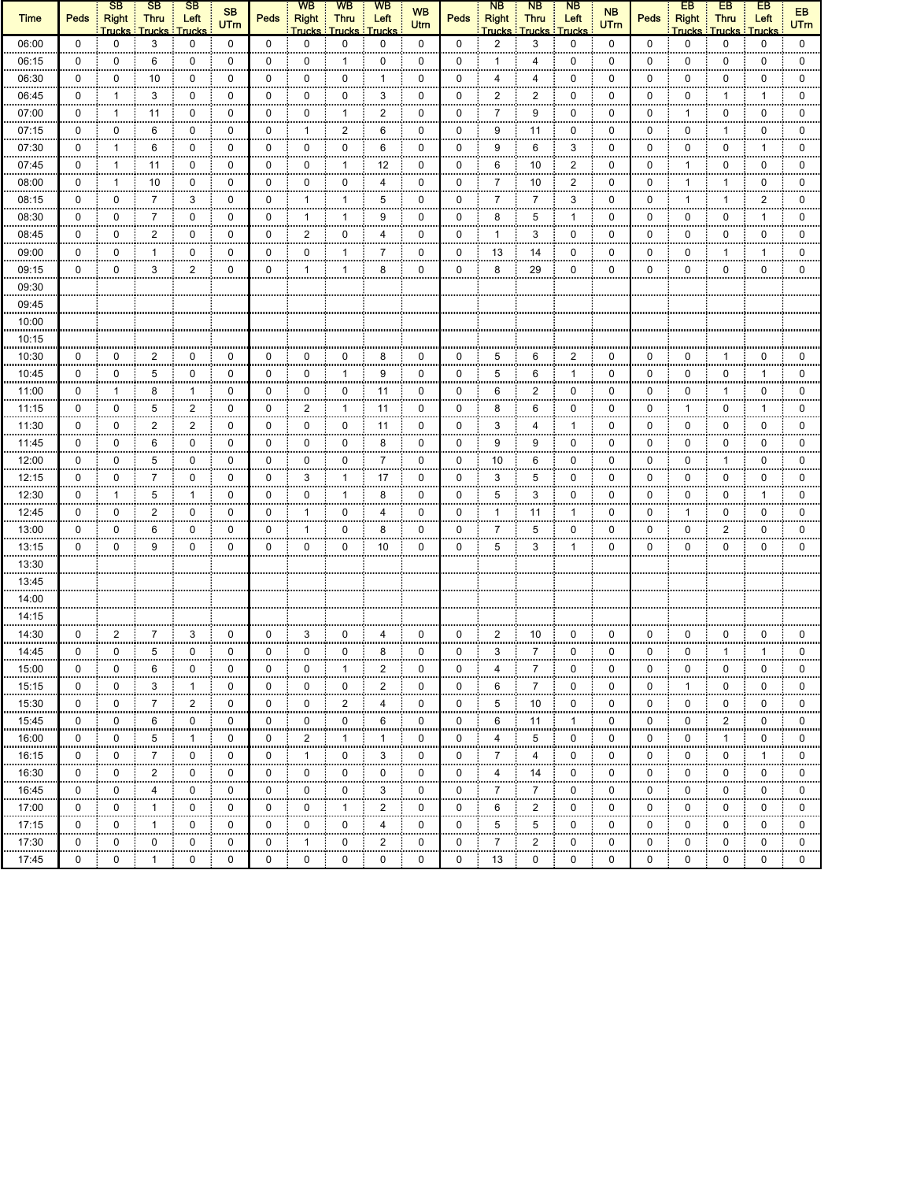| Time | Peds | SB Right Trucks | SB Thru Trucks | SB Left Trucks | SB UTrn | Peds | WB Right Trucks | WB Thru Trucks | WB Left Trucks | WB Utrn | Peds | NB Right Trucks | NB Thru Trucks | NB Left Trucks | NB UTrn | Peds | EB Right Trucks | EB Thru Trucks | EB Left Trucks | EB UTrn |
|---|---|---|---|---|---|---|---|---|---|---|---|---|---|---|---|---|---|---|---|---|
| 06:00 | 0 | 0 | 3 | 0 | 0 | 0 | 0 | 0 | 0 | 0 | 0 | 2 | 3 | 0 | 0 | 0 | 0 | 0 | 0 | 0 |
| 06:15 | 0 | 0 | 6 | 0 | 0 | 0 | 0 | 1 | 0 | 0 | 0 | 1 | 4 | 0 | 0 | 0 | 0 | 0 | 0 | 0 |
| 06:30 | 0 | 0 | 10 | 0 | 0 | 0 | 0 | 0 | 1 | 0 | 0 | 4 | 4 | 0 | 0 | 0 | 0 | 0 | 0 | 0 |
| 06:45 | 0 | 1 | 3 | 0 | 0 | 0 | 0 | 0 | 3 | 0 | 0 | 2 | 2 | 0 | 0 | 0 | 0 | 1 | 1 | 0 |
| 07:00 | 0 | 1 | 11 | 0 | 0 | 0 | 0 | 1 | 2 | 0 | 0 | 7 | 9 | 0 | 0 | 0 | 1 | 0 | 0 | 0 |
| 07:15 | 0 | 0 | 6 | 0 | 0 | 0 | 1 | 2 | 6 | 0 | 0 | 9 | 11 | 0 | 0 | 0 | 0 | 1 | 0 | 0 |
| 07:30 | 0 | 1 | 6 | 0 | 0 | 0 | 0 | 0 | 6 | 0 | 0 | 9 | 6 | 3 | 0 | 0 | 0 | 0 | 1 | 0 |
| 07:45 | 0 | 1 | 11 | 0 | 0 | 0 | 0 | 1 | 12 | 0 | 0 | 6 | 10 | 2 | 0 | 0 | 1 | 0 | 0 | 0 |
| 08:00 | 0 | 1 | 10 | 0 | 0 | 0 | 0 | 0 | 4 | 0 | 0 | 7 | 10 | 2 | 0 | 0 | 1 | 1 | 0 | 0 |
| 08:15 | 0 | 0 | 7 | 3 | 0 | 0 | 1 | 1 | 5 | 0 | 0 | 7 | 7 | 3 | 0 | 0 | 1 | 1 | 2 | 0 |
| 08:30 | 0 | 0 | 7 | 0 | 0 | 0 | 1 | 1 | 9 | 0 | 0 | 8 | 5 | 1 | 0 | 0 | 0 | 0 | 1 | 0 |
| 08:45 | 0 | 0 | 2 | 0 | 0 | 0 | 2 | 0 | 4 | 0 | 0 | 1 | 3 | 0 | 0 | 0 | 0 | 0 | 0 | 0 |
| 09:00 | 0 | 0 | 1 | 0 | 0 | 0 | 0 | 1 | 7 | 0 | 0 | 13 | 14 | 0 | 0 | 0 | 0 | 1 | 1 | 0 |
| 09:15 | 0 | 0 | 3 | 2 | 0 | 0 | 1 | 1 | 8 | 0 | 0 | 8 | 29 | 0 | 0 | 0 | 0 | 0 | 0 | 0 |
| 09:30 | | | | | | | | | | | | | | | | | | | | |
| 09:45 | | | | | | | | | | | | | | | | | | | | |
| 10:00 | | | | | | | | | | | | | | | | | | | | |
| 10:15 | | | | | | | | | | | | | | | | | | | | |
| 10:30 | 0 | 0 | 2 | 0 | 0 | 0 | 0 | 0 | 8 | 0 | 0 | 5 | 6 | 2 | 0 | 0 | 0 | 1 | 0 | 0 |
| 10:45 | 0 | 0 | 5 | 0 | 0 | 0 | 0 | 1 | 9 | 0 | 0 | 5 | 6 | 1 | 0 | 0 | 0 | 0 | 1 | 0 |
| 11:00 | 0 | 1 | 8 | 1 | 0 | 0 | 0 | 0 | 11 | 0 | 0 | 6 | 2 | 0 | 0 | 0 | 0 | 1 | 0 | 0 |
| 11:15 | 0 | 0 | 5 | 2 | 0 | 0 | 2 | 1 | 11 | 0 | 0 | 8 | 6 | 0 | 0 | 0 | 1 | 0 | 1 | 0 |
| 11:30 | 0 | 0 | 2 | 2 | 0 | 0 | 0 | 0 | 11 | 0 | 0 | 3 | 4 | 1 | 0 | 0 | 0 | 0 | 0 | 0 |
| 11:45 | 0 | 0 | 6 | 0 | 0 | 0 | 0 | 0 | 8 | 0 | 0 | 9 | 9 | 0 | 0 | 0 | 0 | 0 | 0 | 0 |
| 12:00 | 0 | 0 | 5 | 0 | 0 | 0 | 0 | 0 | 7 | 0 | 0 | 10 | 6 | 0 | 0 | 0 | 0 | 1 | 0 | 0 |
| 12:15 | 0 | 0 | 7 | 0 | 0 | 0 | 3 | 1 | 17 | 0 | 0 | 3 | 5 | 0 | 0 | 0 | 0 | 0 | 0 | 0 |
| 12:30 | 0 | 1 | 5 | 1 | 0 | 0 | 0 | 1 | 8 | 0 | 0 | 5 | 3 | 0 | 0 | 0 | 0 | 0 | 1 | 0 |
| 12:45 | 0 | 0 | 2 | 0 | 0 | 0 | 1 | 0 | 4 | 0 | 0 | 1 | 11 | 1 | 0 | 0 | 1 | 0 | 0 | 0 |
| 13:00 | 0 | 0 | 6 | 0 | 0 | 0 | 1 | 0 | 8 | 0 | 0 | 7 | 5 | 0 | 0 | 0 | 0 | 2 | 0 | 0 |
| 13:15 | 0 | 0 | 9 | 0 | 0 | 0 | 0 | 0 | 10 | 0 | 0 | 5 | 3 | 1 | 0 | 0 | 0 | 0 | 0 | 0 |
| 13:30 | | | | | | | | | | | | | | | | | | | | |
| 13:45 | | | | | | | | | | | | | | | | | | | | |
| 14:00 | | | | | | | | | | | | | | | | | | | | |
| 14:15 | | | | | | | | | | | | | | | | | | | | |
| 14:30 | 0 | 2 | 7 | 3 | 0 | 0 | 3 | 0 | 4 | 0 | 0 | 2 | 10 | 0 | 0 | 0 | 0 | 0 | 0 | 0 |
| 14:45 | 0 | 0 | 5 | 0 | 0 | 0 | 0 | 0 | 8 | 0 | 0 | 3 | 7 | 0 | 0 | 0 | 0 | 1 | 1 | 0 |
| 15:00 | 0 | 0 | 6 | 0 | 0 | 0 | 0 | 1 | 2 | 0 | 0 | 4 | 7 | 0 | 0 | 0 | 0 | 0 | 0 | 0 |
| 15:15 | 0 | 0 | 3 | 1 | 0 | 0 | 0 | 0 | 2 | 0 | 0 | 6 | 7 | 0 | 0 | 0 | 1 | 0 | 0 | 0 |
| 15:30 | 0 | 0 | 7 | 2 | 0 | 0 | 0 | 2 | 4 | 0 | 0 | 5 | 10 | 0 | 0 | 0 | 0 | 0 | 0 | 0 |
| 15:45 | 0 | 0 | 6 | 0 | 0 | 0 | 0 | 0 | 6 | 0 | 0 | 6 | 11 | 1 | 0 | 0 | 0 | 2 | 0 | 0 |
| 16:00 | 0 | 0 | 5 | 1 | 0 | 0 | 2 | 1 | 1 | 0 | 0 | 4 | 5 | 0 | 0 | 0 | 0 | 1 | 0 | 0 |
| 16:15 | 0 | 0 | 7 | 0 | 0 | 0 | 1 | 0 | 3 | 0 | 0 | 7 | 4 | 0 | 0 | 0 | 0 | 0 | 1 | 0 |
| 16:30 | 0 | 0 | 2 | 0 | 0 | 0 | 0 | 0 | 0 | 0 | 0 | 4 | 14 | 0 | 0 | 0 | 0 | 0 | 0 | 0 |
| 16:45 | 0 | 0 | 4 | 0 | 0 | 0 | 0 | 0 | 3 | 0 | 0 | 7 | 7 | 0 | 0 | 0 | 0 | 0 | 0 | 0 |
| 17:00 | 0 | 0 | 1 | 0 | 0 | 0 | 0 | 1 | 2 | 0 | 0 | 6 | 2 | 0 | 0 | 0 | 0 | 0 | 0 | 0 |
| 17:15 | 0 | 0 | 1 | 0 | 0 | 0 | 0 | 0 | 4 | 0 | 0 | 5 | 5 | 0 | 0 | 0 | 0 | 0 | 0 | 0 |
| 17:30 | 0 | 0 | 0 | 0 | 0 | 0 | 1 | 0 | 2 | 0 | 0 | 7 | 2 | 0 | 0 | 0 | 0 | 0 | 0 | 0 |
| 17:45 | 0 | 0 | 1 | 0 | 0 | 0 | 0 | 0 | 0 | 0 | 0 | 13 | 0 | 0 | 0 | 0 | 0 | 0 | 0 | 0 |